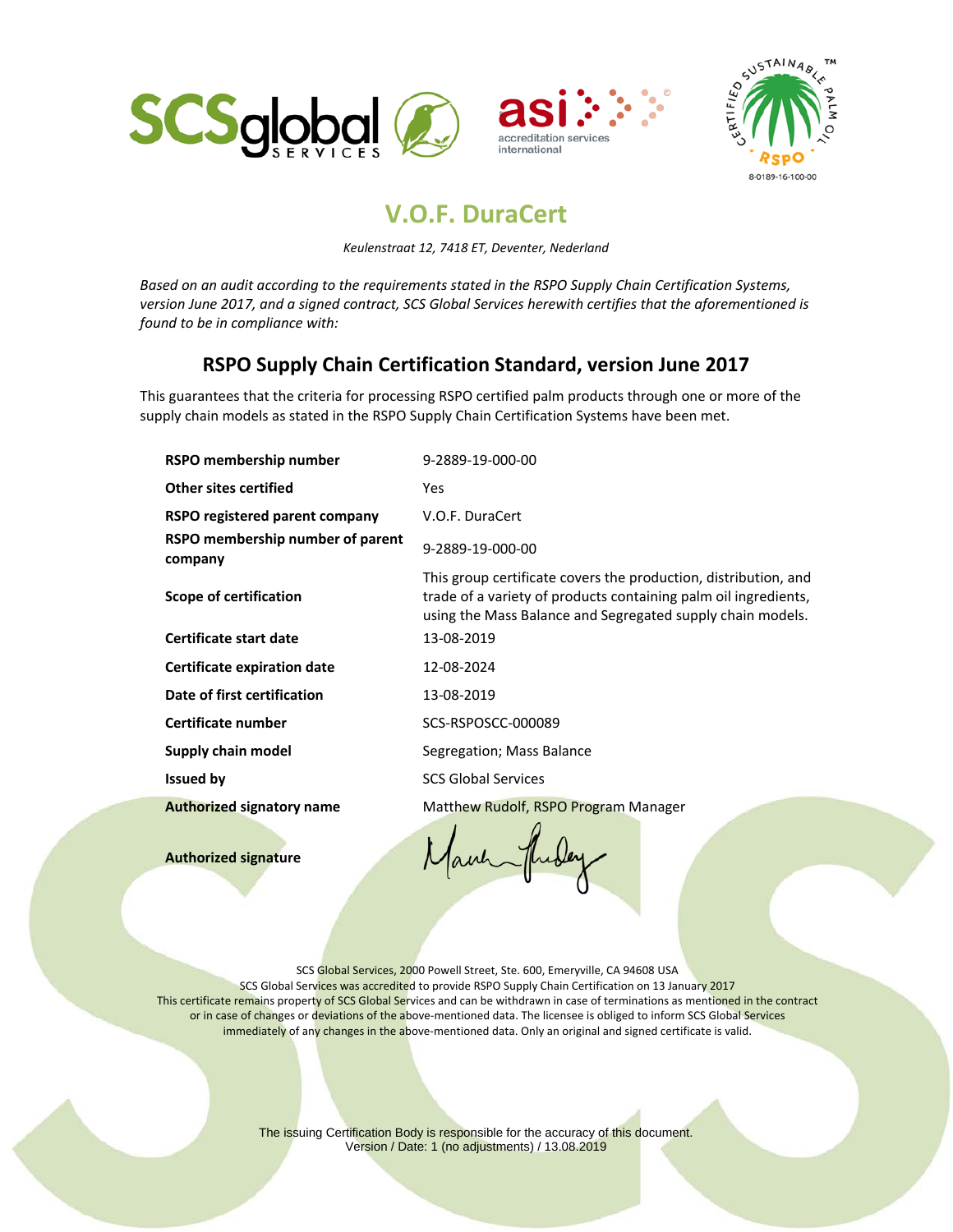# V.O.F. DuraCert

*Keulenstraat 12, 7418 ET, Deventer, Nederland*

*Based on an audit according to the requirements stated in the RSPO Supply Chain Certification Systems, version June 2017, and a signed contract, SCS Global Services herewith certifies that the aforementioned is found to be in compliance with:*

## RSPO Supply Chain Certification Standard, version June 2017

This guarantees that the criteria for processing RSPO certified palm products through one or more of the supply chain models as stated in the RSPO Supply Chain Certification Systems have been met.

| | |
|---|---|
| **RSPO membership number** | 9-2889-19-000-00 |
| **Other sites certified** | Yes |
| **RSPO registered parent company** | V.O.F. DuraCert |
| **RSPO membership number of parent company** | 9-2889-19-000-00 |
| **Scope of certification** | This group certificate covers the production, distribution, and trade of a variety of products containing palm oil ingredients, using the Mass Balance and Segregated supply chain models. |
| **Certificate start date** | 13-08-2019 |
| **Certificate expiration date** | 12-08-2024 |
| **Date of first certification** | 13-08-2019 |
| **Certificate number** | SCS-RSPOSCC-000089 |
| **Supply chain model** | Segregation; Mass Balance |
| **Issued by** | SCS Global Services |
| **Authorized signatory name** | Matthew Rudolf, RSPO Program Manager |
| **Authorized signature** | |

SCS Global Services, 2000 Powell Street, Ste. 600, Emeryville, CA 94608 USA
SCS Global Services was accredited to provide RSPO Supply Chain Certification on 13 January 2017
This certificate remains property of SCS Global Services and can be withdrawn in case of terminations as mentioned in the contract or in case of changes or deviations of the above-mentioned data. The licensee is obliged to inform SCS Global Services immediately of any changes in the above-mentioned data. Only an original and signed certificate is valid.

The issuing Certification Body is responsible for the accuracy of this document.
Version / Date: 1 (no adjustments) / 13.08.2019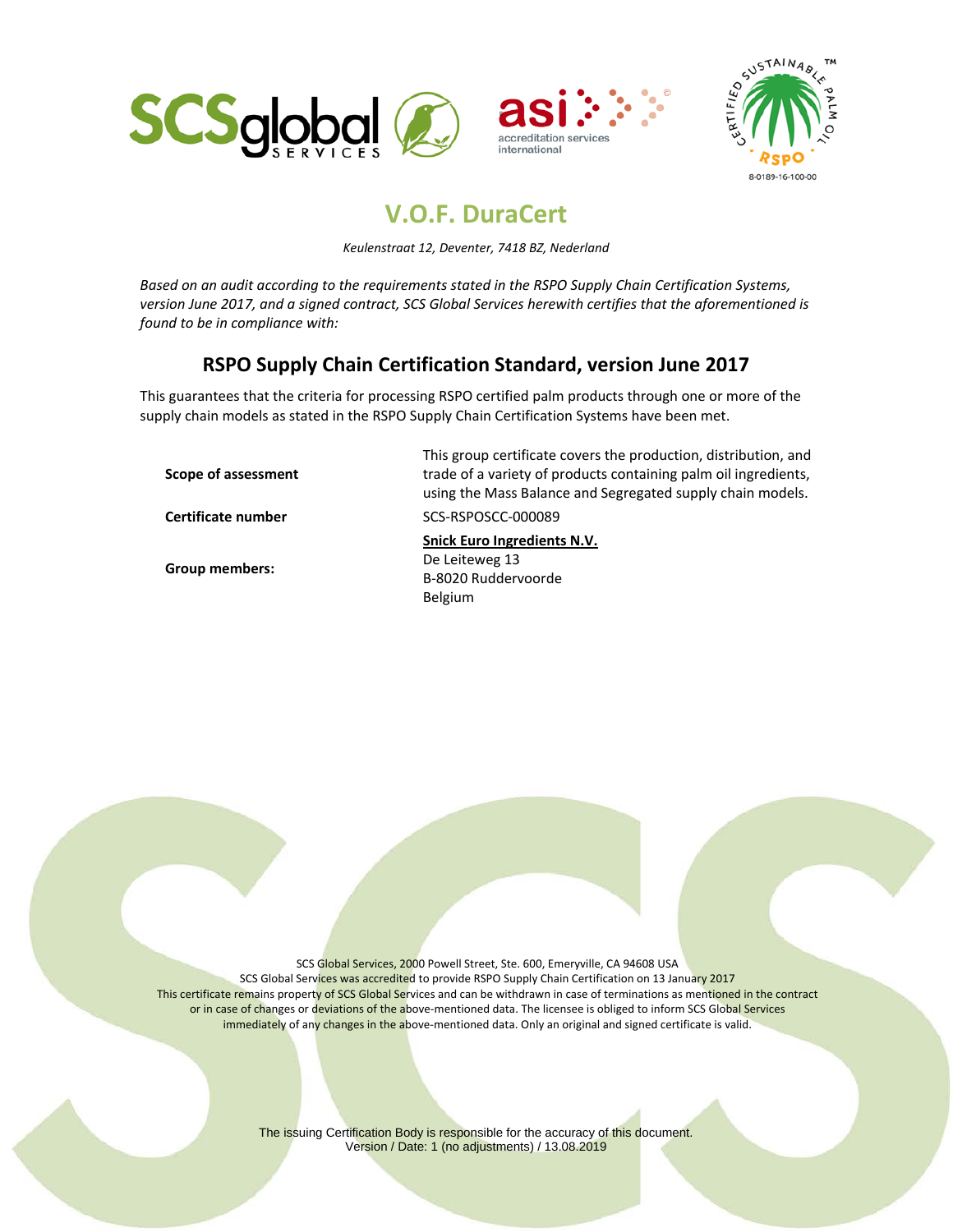# V.O.F. DuraCert

*Keulenstraat 12, Deventer, 7418 BZ, Nederland*

*Based on an audit according to the requirements stated in the RSPO Supply Chain Certification Systems, version June 2017, and a signed contract, SCS Global Services herewith certifies that the aforementioned is found to be in compliance with:*

## RSPO Supply Chain Certification Standard, version June 2017

This guarantees that the criteria for processing RSPO certified palm products through one or more of the supply chain models as stated in the RSPO Supply Chain Certification Systems have been met.

| | |
|---|---|
| **Scope of assessment** | This group certificate covers the production, distribution, and trade of a variety of products containing palm oil ingredients, using the Mass Balance and Segregated supply chain models. |
| **Certificate number** | SCS-RSPOSCC-000089 |
| **Group members:** | **Snick Euro Ingredients N.V.**<br>De Leiteweg 13<br>B-8020 Ruddervoorde<br>Belgium |

SCS Global Services, 2000 Powell Street, Ste. 600, Emeryville, CA 94608 USA
SCS Global Services was accredited to provide RSPO Supply Chain Certification on 13 January 2017
This certificate remains property of SCS Global Services and can be withdrawn in case of terminations as mentioned in the contract or in case of changes or deviations of the above-mentioned data. The licensee is obliged to inform SCS Global Services immediately of any changes in the above-mentioned data. Only an original and signed certificate is valid.

The issuing Certification Body is responsible for the accuracy of this document.
Version / Date: 1 (no adjustments) / 13.08.2019